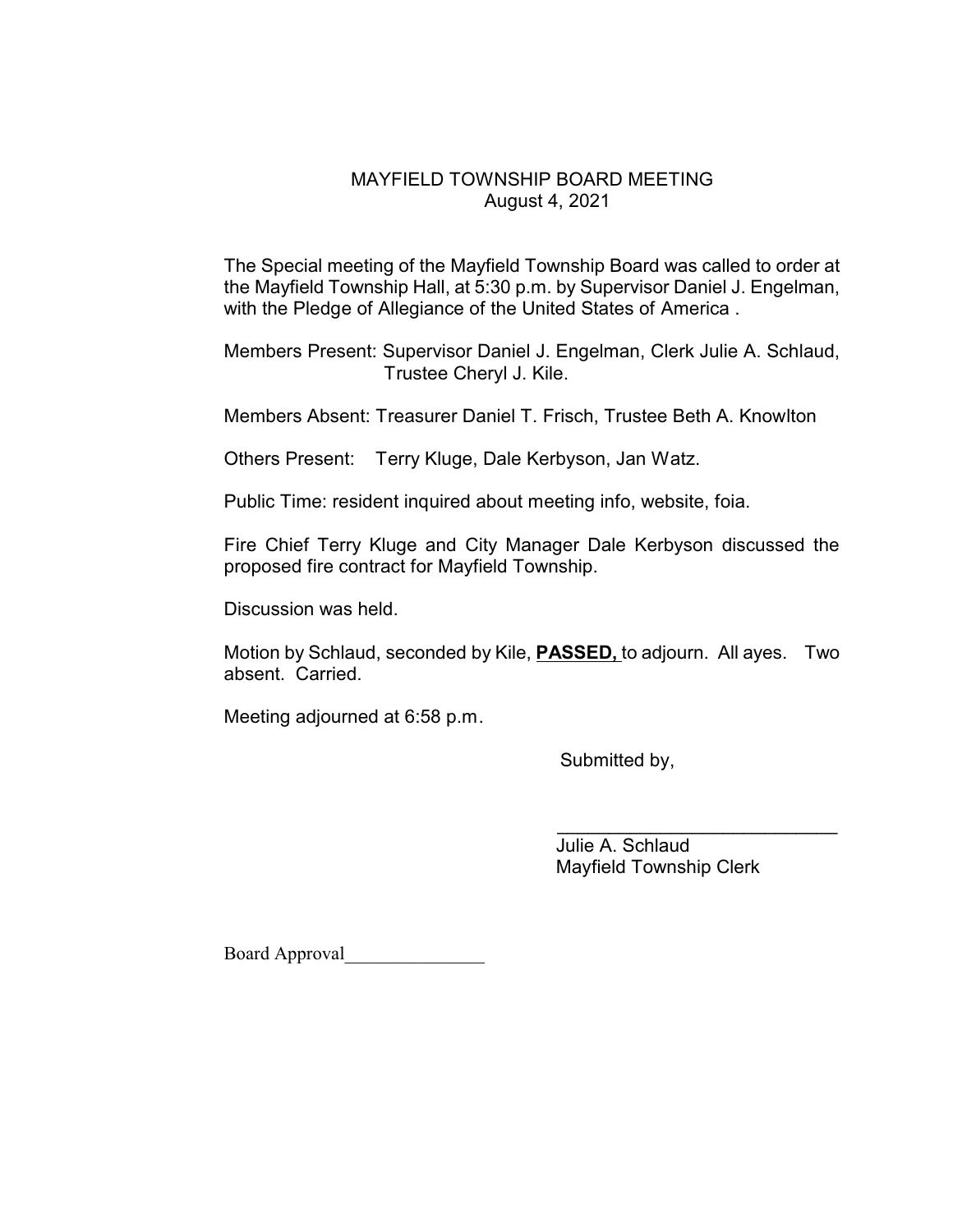# MAYFIELD TOWNSHIP BOARD MEETING
August 4, 2021

The Special meeting of the Mayfield Township Board was called to order at the Mayfield Township Hall, at 5:30 p.m. by Supervisor Daniel J. Engelman, with the Pledge of Allegiance of the United States of America .

Members Present: Supervisor Daniel J. Engelman, Clerk Julie A. Schlaud, Trustee Cheryl J. Kile.

Members Absent: Treasurer Daniel T. Frisch, Trustee Beth A. Knowlton

Others Present: Terry Kluge, Dale Kerbyson, Jan Watz.

Public Time: resident inquired about meeting info, website, foia.

Fire Chief Terry Kluge and City Manager Dale Kerbyson discussed the proposed fire contract for Mayfield Township.

Discussion was held.

Motion by Schlaud, seconded by Kile, **PASSED,** to adjourn. All ayes. Two absent. Carried.

Meeting adjourned at 6:58 p.m.

Submitted by,

\_\_\_\_\_\_\_\_\_\_\_\_\_\_\_\_\_\_\_\_\_\_\_\_\_\_\_\_

Julie A. Schlaud
Mayfield Township Clerk

Board Approval\_\_\_\_\_\_\_\_\_\_\_\_\_\_\_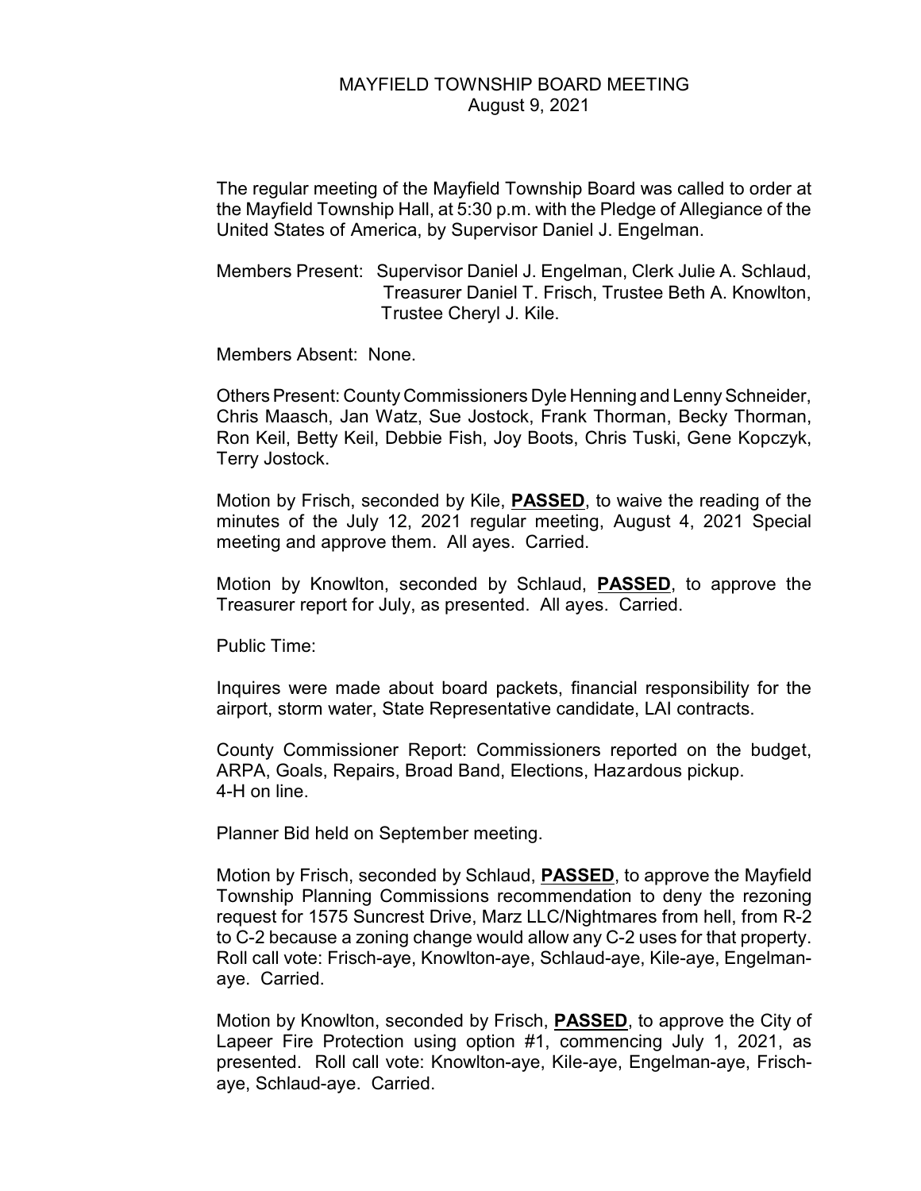MAYFIELD TOWNSHIP BOARD MEETING
August 9, 2021

The regular meeting of the Mayfield Township Board was called to order at the Mayfield Township Hall, at 5:30 p.m. with the Pledge of Allegiance of the United States of America, by Supervisor Daniel J. Engelman.

Members Present: Supervisor Daniel J. Engelman, Clerk Julie A. Schlaud, Treasurer Daniel T. Frisch, Trustee Beth A. Knowlton, Trustee Cheryl J. Kile.

Members Absent: None.

Others Present: County Commissioners Dyle Henning and Lenny Schneider, Chris Maasch, Jan Watz, Sue Jostock, Frank Thorman, Becky Thorman, Ron Keil, Betty Keil, Debbie Fish, Joy Boots, Chris Tuski, Gene Kopczyk, Terry Jostock.

Motion by Frisch, seconded by Kile, **PASSED**, to waive the reading of the minutes of the July 12, 2021 regular meeting, August 4, 2021 Special meeting and approve them. All ayes. Carried.

Motion by Knowlton, seconded by Schlaud, **PASSED**, to approve the Treasurer report for July, as presented. All ayes. Carried.

Public Time:

Inquires were made about board packets, financial responsibility for the airport, storm water, State Representative candidate, LAI contracts.

County Commissioner Report: Commissioners reported on the budget, ARPA, Goals, Repairs, Broad Band, Elections, Hazardous pickup. 4-H on line.

Planner Bid held on September meeting.

Motion by Frisch, seconded by Schlaud, **PASSED**, to approve the Mayfield Township Planning Commissions recommendation to deny the rezoning request for 1575 Suncrest Drive, Marz LLC/Nightmares from hell, from R-2 to C-2 because a zoning change would allow any C-2 uses for that property. Roll call vote: Frisch-aye, Knowlton-aye, Schlaud-aye, Kile-aye, Engelman-aye. Carried.

Motion by Knowlton, seconded by Frisch, **PASSED**, to approve the City of Lapeer Fire Protection using option #1, commencing July 1, 2021, as presented. Roll call vote: Knowlton-aye, Kile-aye, Engelman-aye, Frisch-aye, Schlaud-aye. Carried.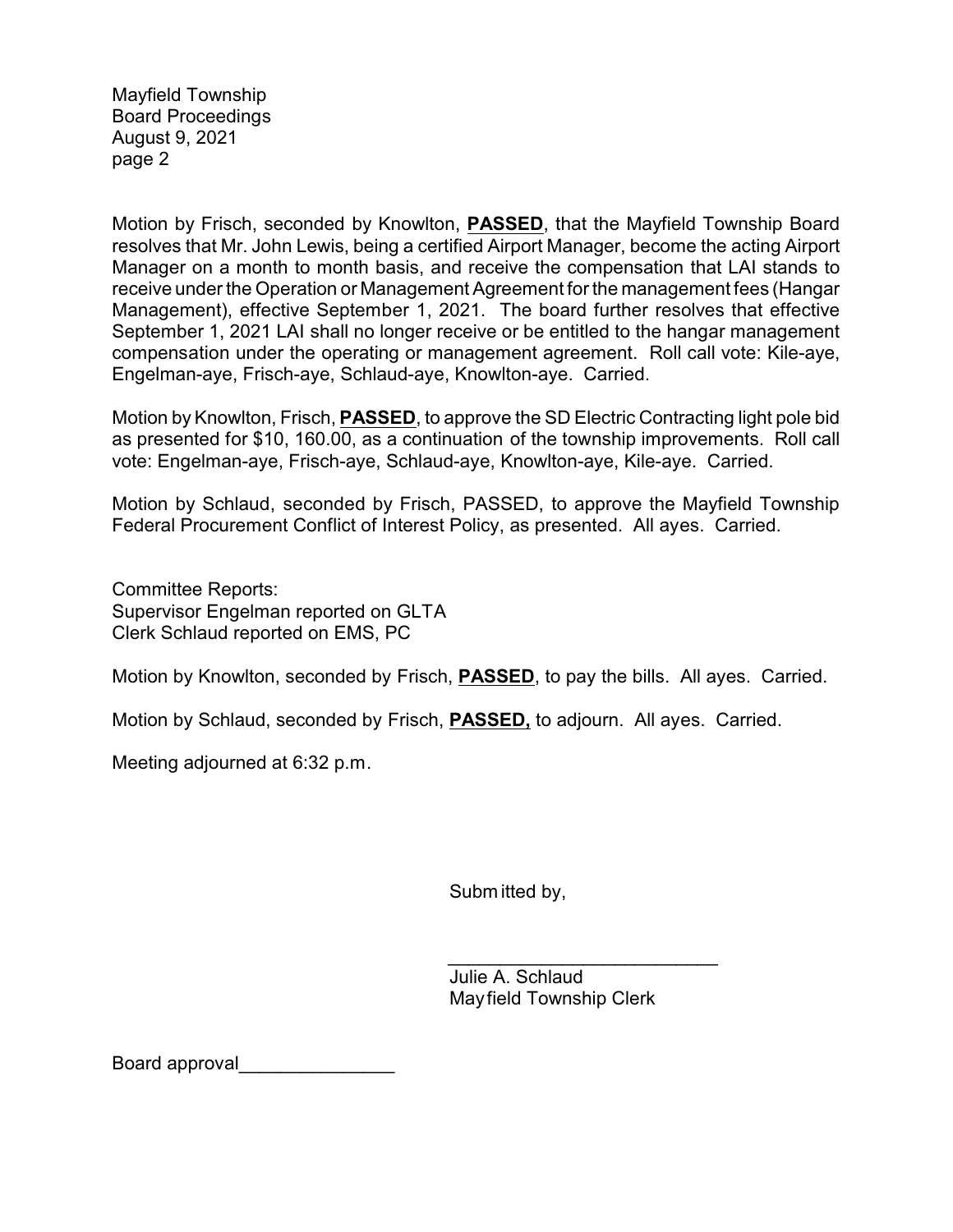Motion by Frisch, seconded by Knowlton, **PASSED**, that the Mayfield Township Board resolves that Mr. John Lewis, being a certified Airport Manager, become the acting Airport Manager on a month to month basis, and receive the compensation that LAI stands to receive under the Operation or Management Agreement for the management fees (Hangar Management), effective September 1, 2021. The board further resolves that effective September 1, 2021 LAI shall no longer receive or be entitled to the hangar management compensation under the operating or management agreement. Roll call vote: Kile-aye, Engelman-aye, Frisch-aye, Schlaud-aye, Knowlton-aye. Carried.

Motion by Knowlton, Frisch, **PASSED**, to approve the SD Electric Contracting light pole bid as presented for $10, 160.00, as a continuation of the township improvements. Roll call vote: Engelman-aye, Frisch-aye, Schlaud-aye, Knowlton-aye, Kile-aye. Carried.

Motion by Schlaud, seconded by Frisch, PASSED, to approve the Mayfield Township Federal Procurement Conflict of Interest Policy, as presented. All ayes. Carried.

Committee Reports:
Supervisor Engelman reported on GLTA
Clerk Schlaud reported on EMS, PC

Motion by Knowlton, seconded by Frisch, **PASSED**, to pay the bills. All ayes. Carried.

Motion by Schlaud, seconded by Frisch, **PASSED,** to adjourn. All ayes. Carried.

Meeting adjourned at 6:32 p.m.

Submitted by,

\_\_\_\_\_\_\_\_\_\_\_\_\_\_\_\_\_\_\_\_\_\_\_\_\_\_
Julie A. Schlaud
Mayfield Township Clerk

Board approval\_\_\_\_\_\_\_\_\_\_\_\_\_\_\_